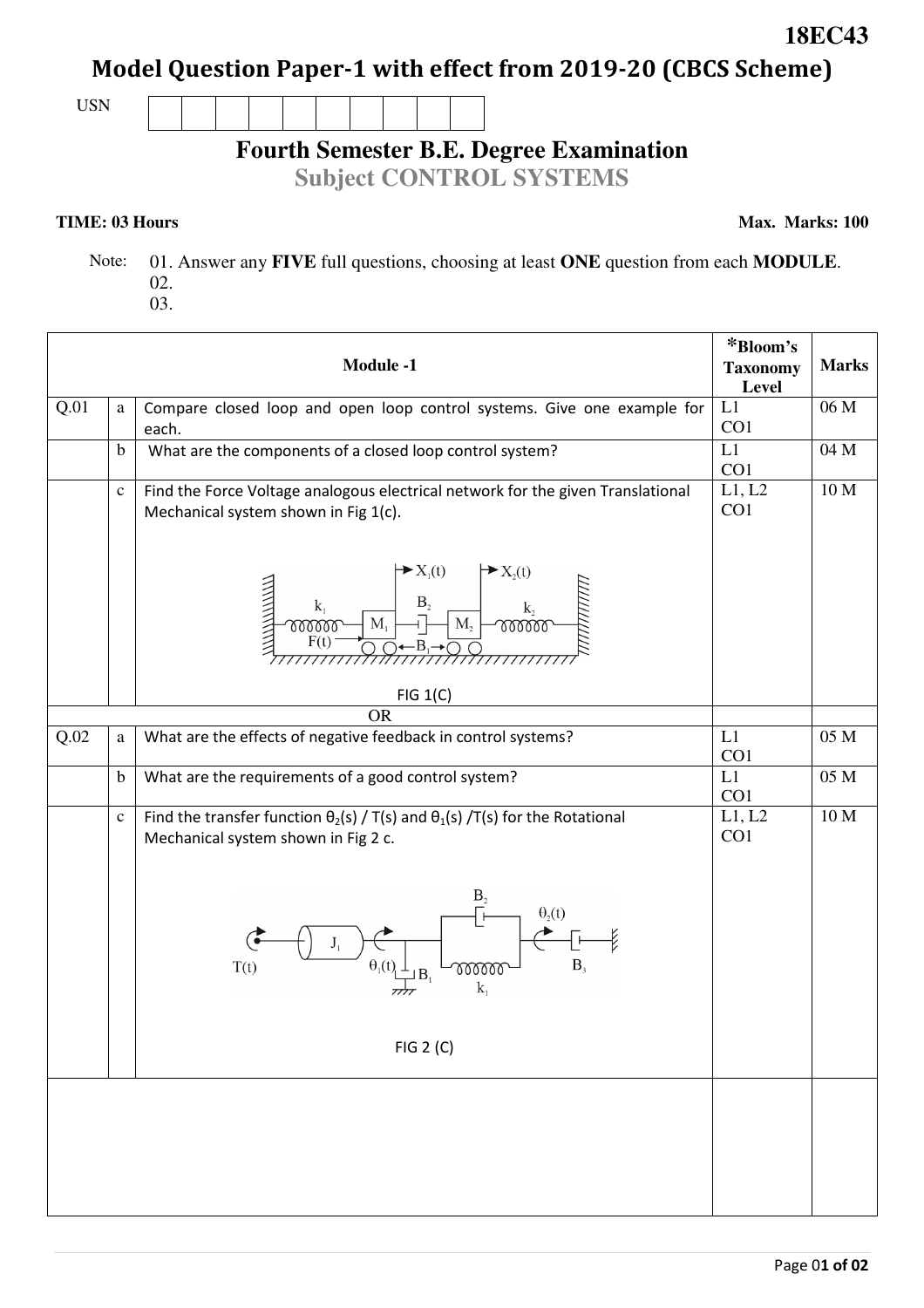**18EC43**

# Model Question Paper-1 with effect from 2019-20 (CBCS Scheme)

USN | | | | | | | | | | |

## Fourth Semester B.E. Degree Examination

### Subject CONTROL SYSTEMS

**TIME: 03 Hours** **Max. Marks: 100**

Note: 01. Answer any **FIVE** full questions, choosing at least **ONE** question from each **MODULE**.
02.
03.

| | | **Module -1** | *Bloom's Taxonomy Level | Marks |
|---|---|---|---|---|
| Q.01 | a | Compare closed loop and open loop control systems. Give one example for each. | L1 CO1 | 06 M |
| | b | What are the components of a closed loop control system? | L1 CO1 | 04 M |
| | c | Find the Force Voltage analogous electrical network for the given Translational Mechanical system shown in Fig 1(c). FIG 1(C) | L1, L2 CO1 | 10 M |
| | | OR | | |
| Q.02 | a | What are the effects of negative feedback in control systems? | L1 CO1 | 05 M |
| | b | What are the requirements of a good control system? | L1 CO1 | 05 M |
| | c | Find the transfer function $\theta_2(s)$ / T(s) and $\theta_1(s)$ /T(s) for the Rotational Mechanical system shown in Fig 2 c. FIG 2 (C) | L1, L2 CO1 | 10 M |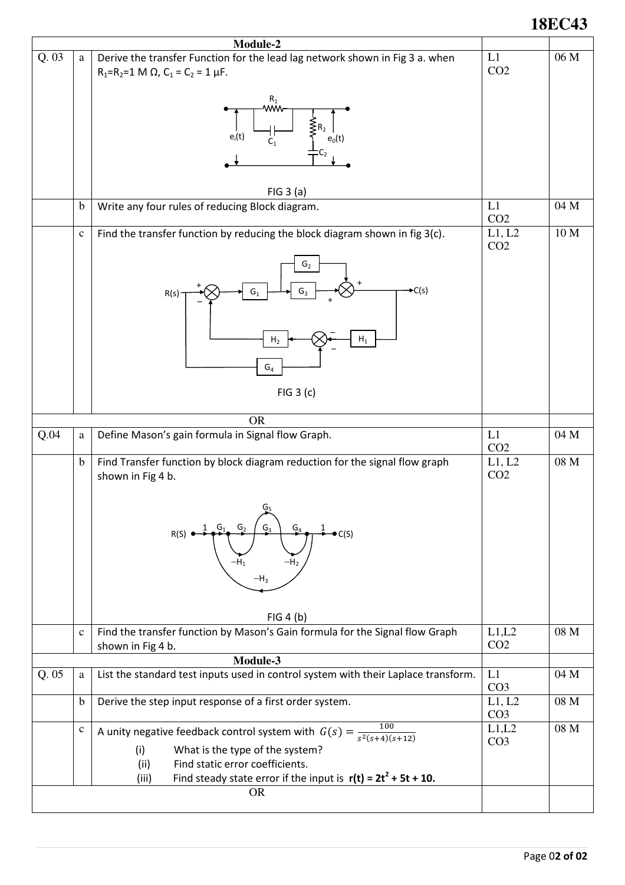| | | Module-2 | | |
|---|---|---|---|---|
| Q. 03 | a | Derive the transfer Function for the lead lag network shown in Fig 3 a. when $R_1$=$R_2$=1 M Ω, $C_1$ = $C_2$ = 1 μF. <br> FIG 3 (a) | L1 CO2 | 06 M |
| | b | Write any four rules of reducing Block diagram. | L1 CO2 | 04 M |
| | c | Find the transfer function by reducing the block diagram shown in fig 3(c). <br> FIG 3 (c) | L1, L2 CO2 | 10 M |
| | | OR | | |
| Q.04 | a | Define Mason's gain formula in Signal flow Graph. | L1 CO2 | 04 M |
| | b | Find Transfer function by block diagram reduction for the signal flow graph shown in Fig 4 b. <br> FIG 4 (b) | L1, L2 CO2 | 08 M |
| | c | Find the transfer function by Mason's Gain formula for the Signal flow Graph shown in Fig 4 b. | L1,L2 CO2 | 08 M |
| | | Module-3 | | |
| Q. 05 | a | List the standard test inputs used in control system with their Laplace transform. | L1 CO3 | 04 M |
| | b | Derive the step input response of a first order system. | L1, L2 CO3 | 08 M |
| | c | A unity negative feedback control system with $G(s) = \frac{100}{s^2(s+4)(s+12)}$ <br> (i) What is the type of the system? <br> (ii) Find static error coefficients. <br> (iii) Find steady state error if the input is **$r(t) = 2t^2 + 5t + 10$.** | L1,L2 CO3 | 08 M |
| | | OR | | |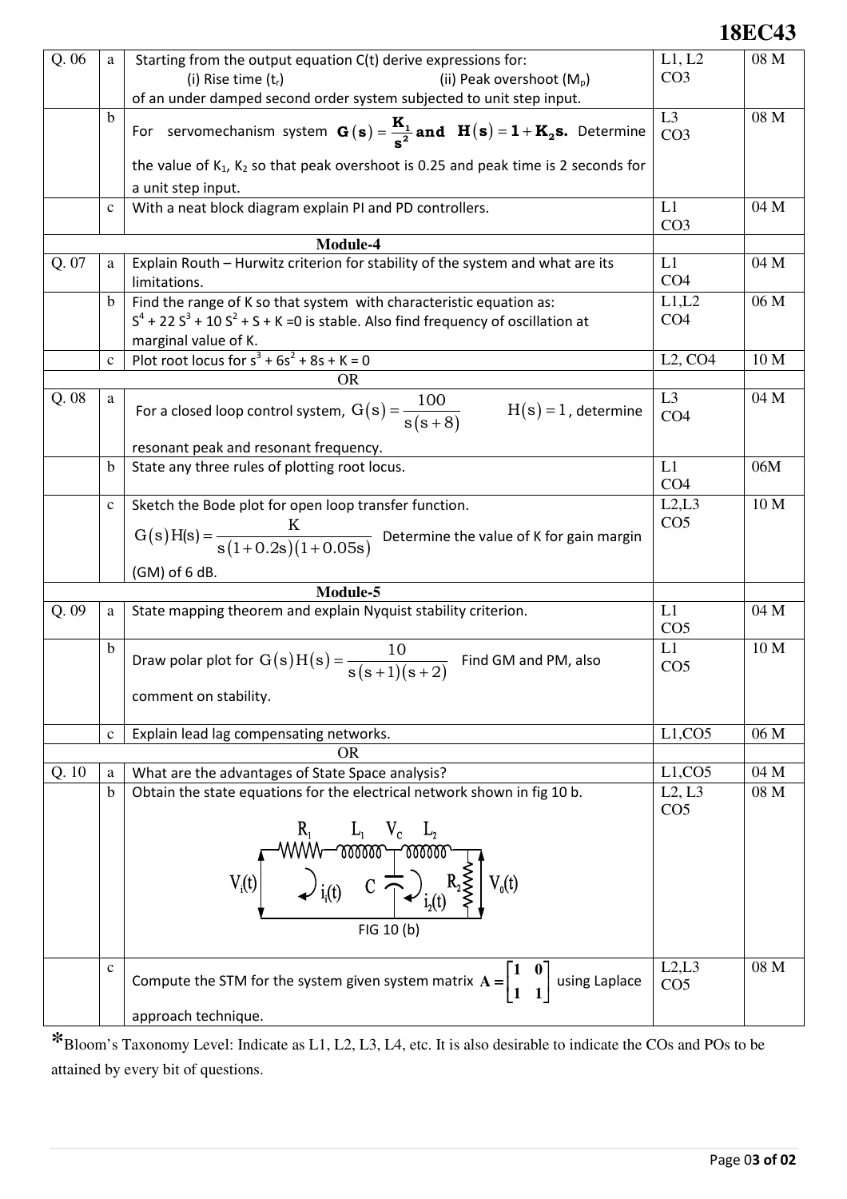| | | | | |
|---|---|---|---|---|
| Q. 06 | a | Starting from the output equation C(t) derive expressions for: (i) Rise time ($t_r$) (ii) Peak overshoot ($M_p$) of an under damped second order system subjected to unit step input. | L1, L2 CO3 | 08 M |
| | b | For servomechanism system $\mathbf{G(s)} = \frac{\mathbf{K_1}}{\mathbf{s^2}}$ **and** $\mathbf{H(s) = 1 + K_2 s.}$ Determine the value of $K_1$, $K_2$ so that peak overshoot is 0.25 and peak time is 2 seconds for a unit step input. | L3 CO3 | 08 M |
| | c | With a neat block diagram explain PI and PD controllers. | L1 CO3 | 04 M |
| | | **Module-4** | | |
| Q. 07 | a | Explain Routh – Hurwitz criterion for stability of the system and what are its limitations. | L1 CO4 | 04 M |
| | b | Find the range of K so that system with characteristic equation as: $S^4 + 22 S^3 + 10 S^2 + S + K = 0$ is stable. Also find frequency of oscillation at marginal value of K. | L1,L2 CO4 | 06 M |
| | c | Plot root locus for $s^3 + 6s^2 + 8s + K = 0$ | L2, CO4 | 10 M |
| | | OR | | |
| Q. 08 | a | For a closed loop control system, $G(s) = \frac{100}{s(s+8)}$ $H(s) = 1$, determine resonant peak and resonant frequency. | L3 CO4 | 04 M |
| | b | State any three rules of plotting root locus. | L1 CO4 | 06M |
| | c | Sketch the Bode plot for open loop transfer function. $G(s)H(s) = \frac{K}{s(1+0.2s)(1+0.05s)}$ Determine the value of K for gain margin (GM) of 6 dB. | L2,L3 CO5 | 10 M |
| | | **Module-5** | | |
| Q. 09 | a | State mapping theorem and explain Nyquist stability criterion. | L1 CO5 | 04 M |
| | b | Draw polar plot for $G(s)H(s) = \frac{10}{s(s+1)(s+2)}$ Find GM and PM, also comment on stability. | L1 CO5 | 10 M |
| | c | Explain lead lag compensating networks. | L1,CO5 | 06 M |
| | | OR | | |
| Q. 10 | a | What are the advantages of State Space analysis? | L1,CO5 | 04 M |
| | b | Obtain the state equations for the electrical network shown in fig 10 b. [Circuit: $R_1$, $L_1$, $V_c$, $L_2$; $V_i(t)$, $i_1(t)$, C, $i_2(t)$, $R_2$, $V_0(t)$] FIG 10 (b) | L2, L3 CO5 | 08 M |
| | c | Compute the STM for the system given system matrix $\mathbf{A} = \begin{bmatrix} 1 & 0 \\ 1 & 1 \end{bmatrix}$ using Laplace approach technique. | L2,L3 CO5 | 08 M |

*Bloom's Taxonomy Level: Indicate as L1, L2, L3, L4, etc. It is also desirable to indicate the COs and POs to be attained by every bit of questions.